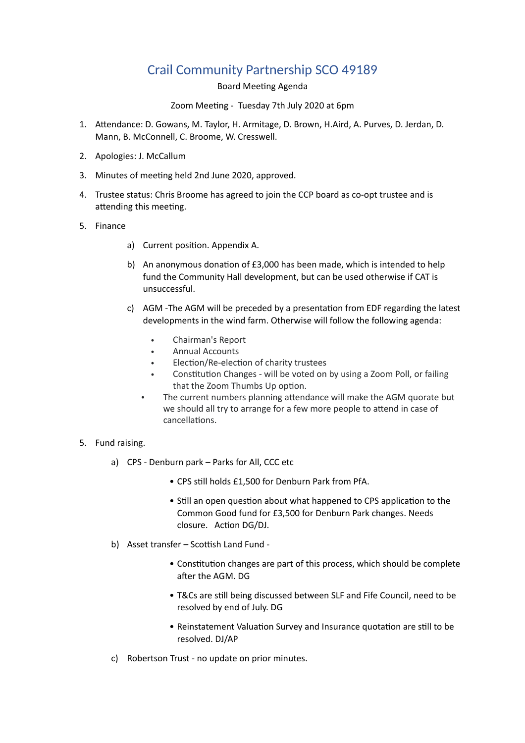# Crail Community Partnership SCO 49189

Board Meeting Agenda

Zoom Meeting - Tuesday 7th July 2020 at 6pm

1. Attendance: D. Gowans, M. Taylor, H. Armitage, D. Brown, H.Aird, A. Purves, D. Jerdan, D. Mann, B. McConnell, C. Broome, W. Cresswell.

2. Apologies: J. McCallum

3. Minutes of meeting held 2nd June 2020, approved.

4. Trustee status: Chris Broome has agreed to join the CCP board as co-opt trustee and is attending this meeting.

5. Finance

   a) Current position. Appendix A.

   b) An anonymous donation of £3,000 has been made, which is intended to help fund the Community Hall development, but can be used otherwise if CAT is unsuccessful.

   c) AGM -The AGM will be preceded by a presentation from EDF regarding the latest developments in the wind farm. Otherwise will follow the following agenda:

      - Chairman's Report
      - Annual Accounts
      - Election/Re-election of charity trustees
      - Constitution Changes - will be voted on by using a Zoom Poll, or failing that the Zoom Thumbs Up option.

   - The current numbers planning attendance will make the AGM quorate but we should all try to arrange for a few more people to attend in case of cancellations.

5. Fund raising.

   a) CPS - Denburn park – Parks for All, CCC etc

      - CPS still holds £1,500 for Denburn Park from PfA.
      - Still an open question about what happened to CPS application to the Common Good fund for £3,500 for Denburn Park changes. Needs closure. Action DG/DJ.

   b) Asset transfer – Scottish Land Fund -

      - Constitution changes are part of this process, which should be complete after the AGM. DG
      - T&Cs are still being discussed between SLF and Fife Council, need to be resolved by end of July. DG
      - Reinstatement Valuation Survey and Insurance quotation are still to be resolved. DJ/AP

   c) Robertson Trust - no update on prior minutes.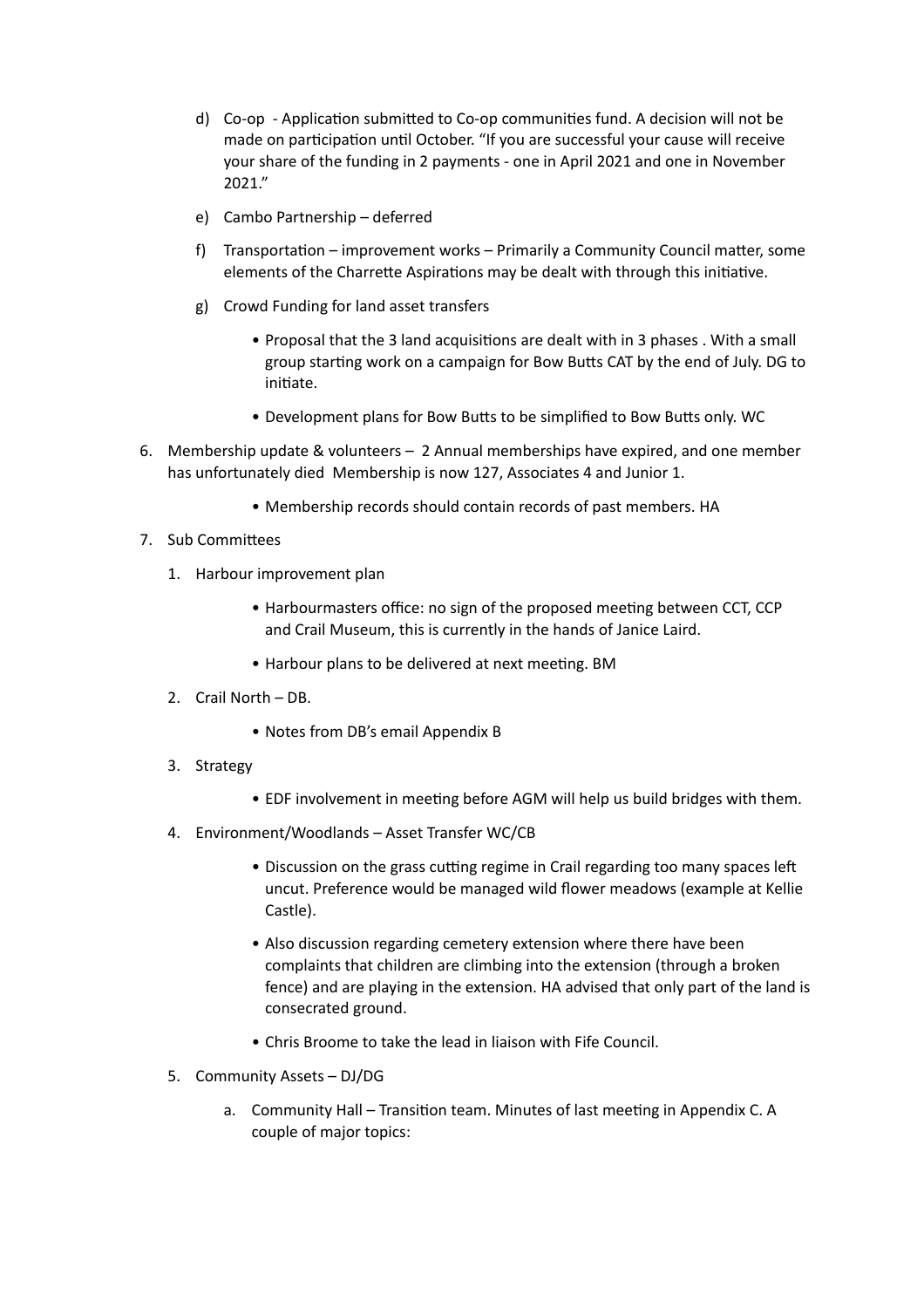d) Co-op - Application submitted to Co-op communities fund. A decision will not be made on participation until October. "If you are successful your cause will receive your share of the funding in 2 payments - one in April 2021 and one in November 2021."

e) Cambo Partnership – deferred

f) Transportation – improvement works – Primarily a Community Council matter, some elements of the Charrette Aspirations may be dealt with through this initiative.

g) Crowd Funding for land asset transfers

- Proposal that the 3 land acquisitions are dealt with in 3 phases . With a small group starting work on a campaign for Bow Butts CAT by the end of July. DG to initiate.
- Development plans for Bow Butts to be simplified to Bow Butts only. WC

6. Membership update & volunteers – 2 Annual memberships have expired, and one member has unfortunately died Membership is now 127, Associates 4 and Junior 1.

   - Membership records should contain records of past members. HA

7. Sub Committees

   1. Harbour improvement plan

      - Harbourmasters office: no sign of the proposed meeting between CCT, CCP and Crail Museum, this is currently in the hands of Janice Laird.
      - Harbour plans to be delivered at next meeting. BM

   2. Crail North – DB.

      - Notes from DB's email Appendix B

   3. Strategy

      - EDF involvement in meeting before AGM will help us build bridges with them.

   4. Environment/Woodlands – Asset Transfer WC/CB

      - Discussion on the grass cutting regime in Crail regarding too many spaces left uncut. Preference would be managed wild flower meadows (example at Kellie Castle).
      - Also discussion regarding cemetery extension where there have been complaints that children are climbing into the extension (through a broken fence) and are playing in the extension. HA advised that only part of the land is consecrated ground.
      - Chris Broome to take the lead in liaison with Fife Council.

   5. Community Assets – DJ/DG

      a. Community Hall – Transition team. Minutes of last meeting in Appendix C. A couple of major topics: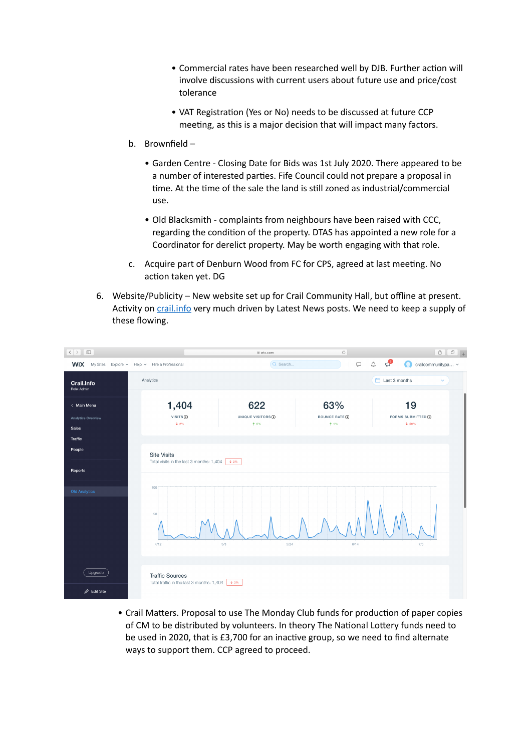- Commercial rates have been researched well by DJB. Further action will involve discussions with current users about future use and price/cost tolerance

- VAT Registration (Yes or No) needs to be discussed at future CCP meeting, as this is a major decision that will impact many factors.

b. Brownfield –

- Garden Centre - Closing Date for Bids was 1st July 2020. There appeared to be a number of interested parties. Fife Council could not prepare a proposal in time. At the time of the sale the land is still zoned as industrial/commercial use.

- Old Blacksmith - complaints from neighbours have been raised with CCC, regarding the condition of the property. DTAS has appointed a new role for a Coordinator for derelict property. May be worth engaging with that role.

c. Acquire part of Denburn Wood from FC for CPS, agreed at last meeting. No action taken yet. DG

6. Website/Publicity – New website set up for Crail Community Hall, but offline at present. Activity on [crail.info](crail.info) very much driven by Latest News posts. We need to keep a supply of these flowing.

- Crail Matters. Proposal to use The Monday Club funds for production of paper copies of CM to be distributed by volunteers. In theory The National Lottery funds need to be used in 2020, that is £3,700 for an inactive group, so we need to find alternate ways to support them. CCP agreed to proceed.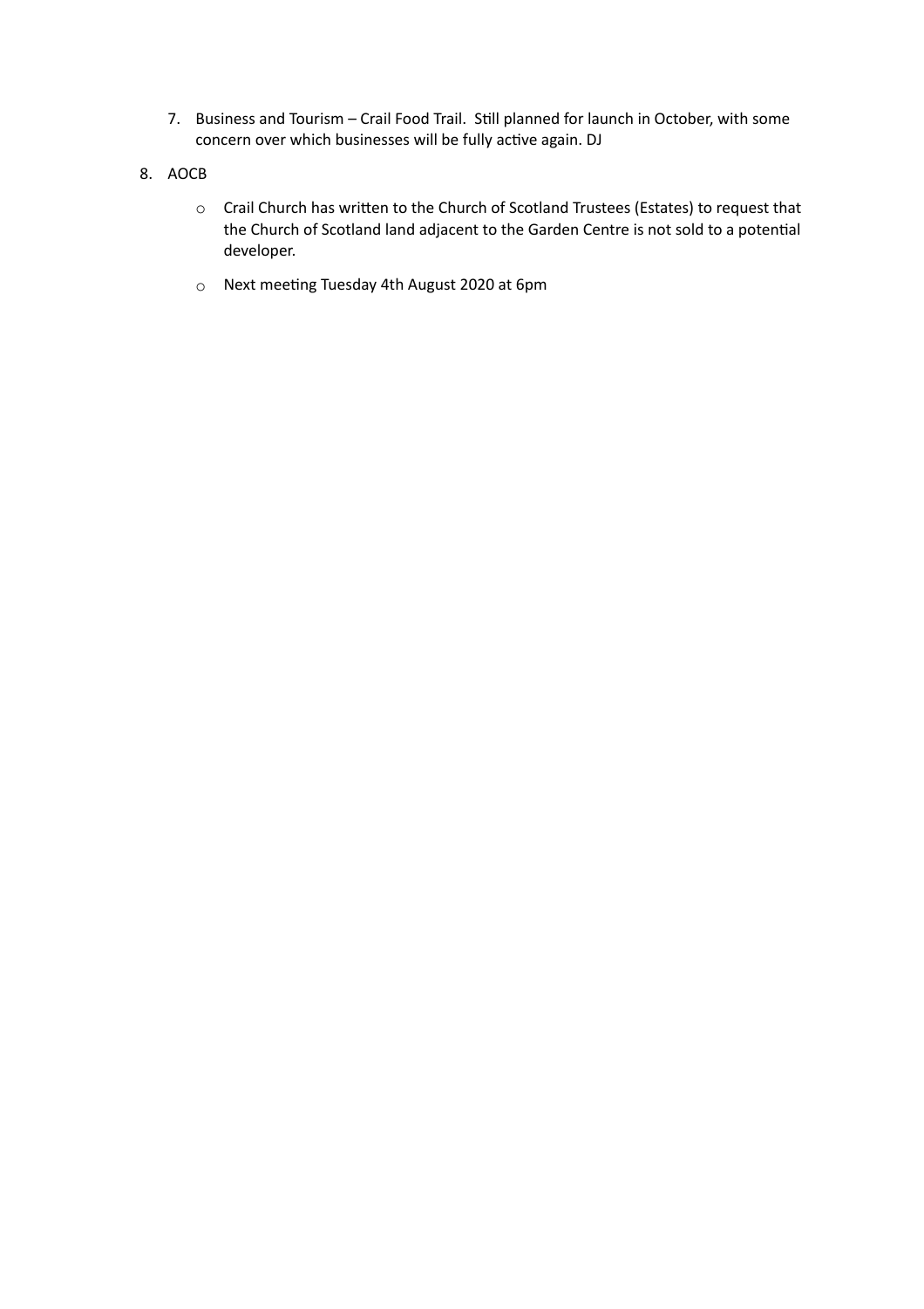7. Business and Tourism – Crail Food Trail. Still planned for launch in October, with some concern over which businesses will be fully active again. DJ

8. AOCB

    - Crail Church has written to the Church of Scotland Trustees (Estates) to request that the Church of Scotland land adjacent to the Garden Centre is not sold to a potential developer.
    - Next meeting Tuesday 4th August 2020 at 6pm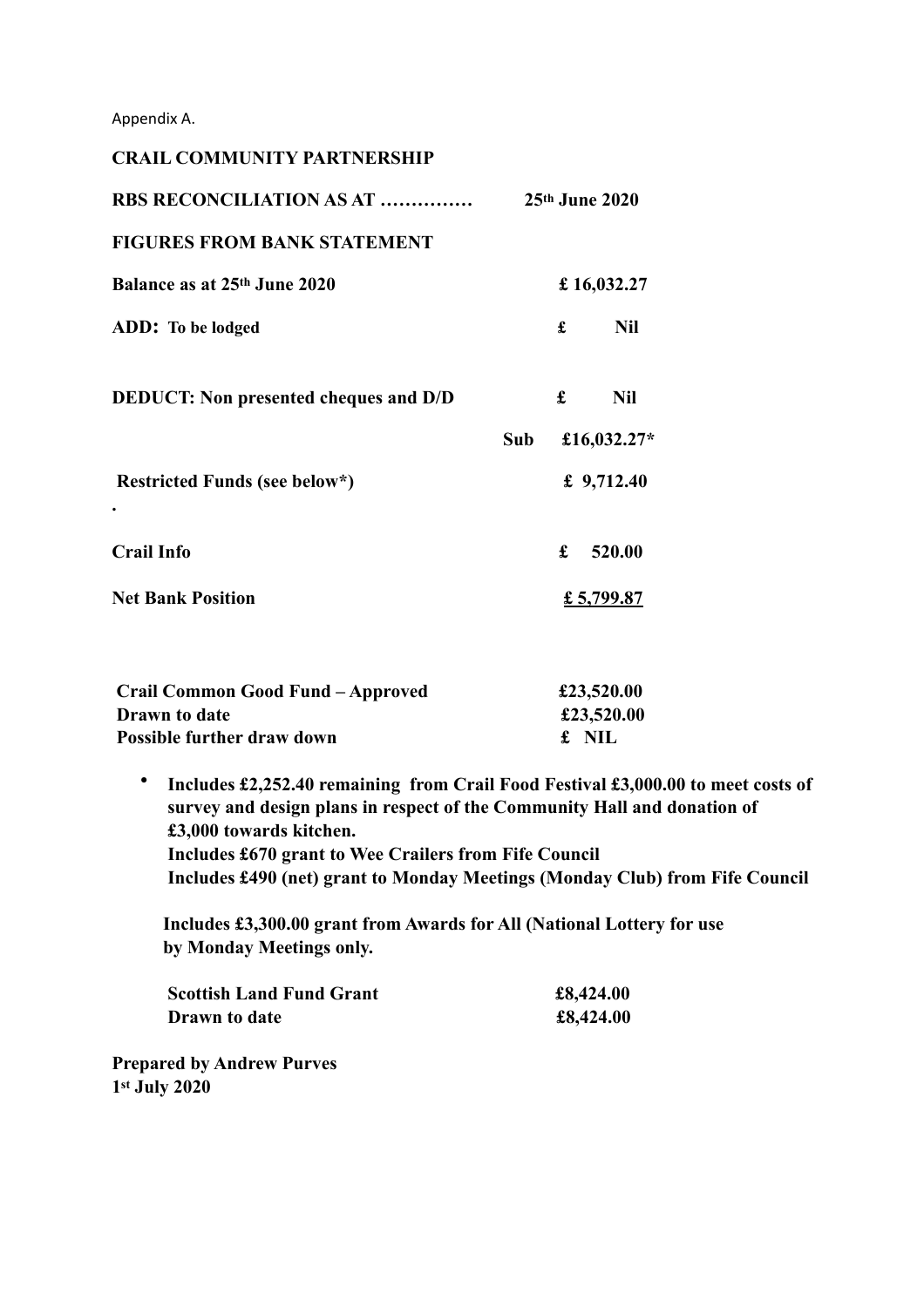Appendix A.

**CRAIL COMMUNITY PARTNERSHIP**

| | | |
|---|---|---|
| **RBS RECONCILIATION AS AT ……………** | | **25th June 2020** |
| **FIGURES FROM BANK STATEMENT** | | |
| **Balance as at 25th June 2020** | | **£ 16,032.27** |
| **ADD: To be lodged** | | **£ Nil** |
| **DEDUCT: Non presented cheques and D/D** | | **£ Nil** |
| | **Sub** | **£16,032.27*** |
| **Restricted Funds (see below*)** | | **£ 9,712.40** |
| **.** | | |
| **Crail Info** | | **£ 520.00** |
| **Net Bank Position** | | **£ 5,799.87** |

| | |
|---|---|
| **Crail Common Good Fund – Approved** | **£23,520.00** |
| **Drawn to date** | **£23,520.00** |
| **Possible further draw down** | **£ NIL** |

- **Includes £2,252.40 remaining from Crail Food Festival £3,000.00 to meet costs of survey and design plans in respect of the Community Hall and donation of £3,000 towards kitchen.**
  **Includes £670 grant to Wee Crailers from Fife Council**
  **Includes £490 (net) grant to Monday Meetings (Monday Club) from Fife Council**

  **Includes £3,300.00 grant from Awards for All (National Lottery for use by Monday Meetings only.**

| | |
|---|---|
| **Scottish Land Fund Grant** | **£8,424.00** |
| **Drawn to date** | **£8,424.00** |

**Prepared by Andrew Purves**
**1st July 2020**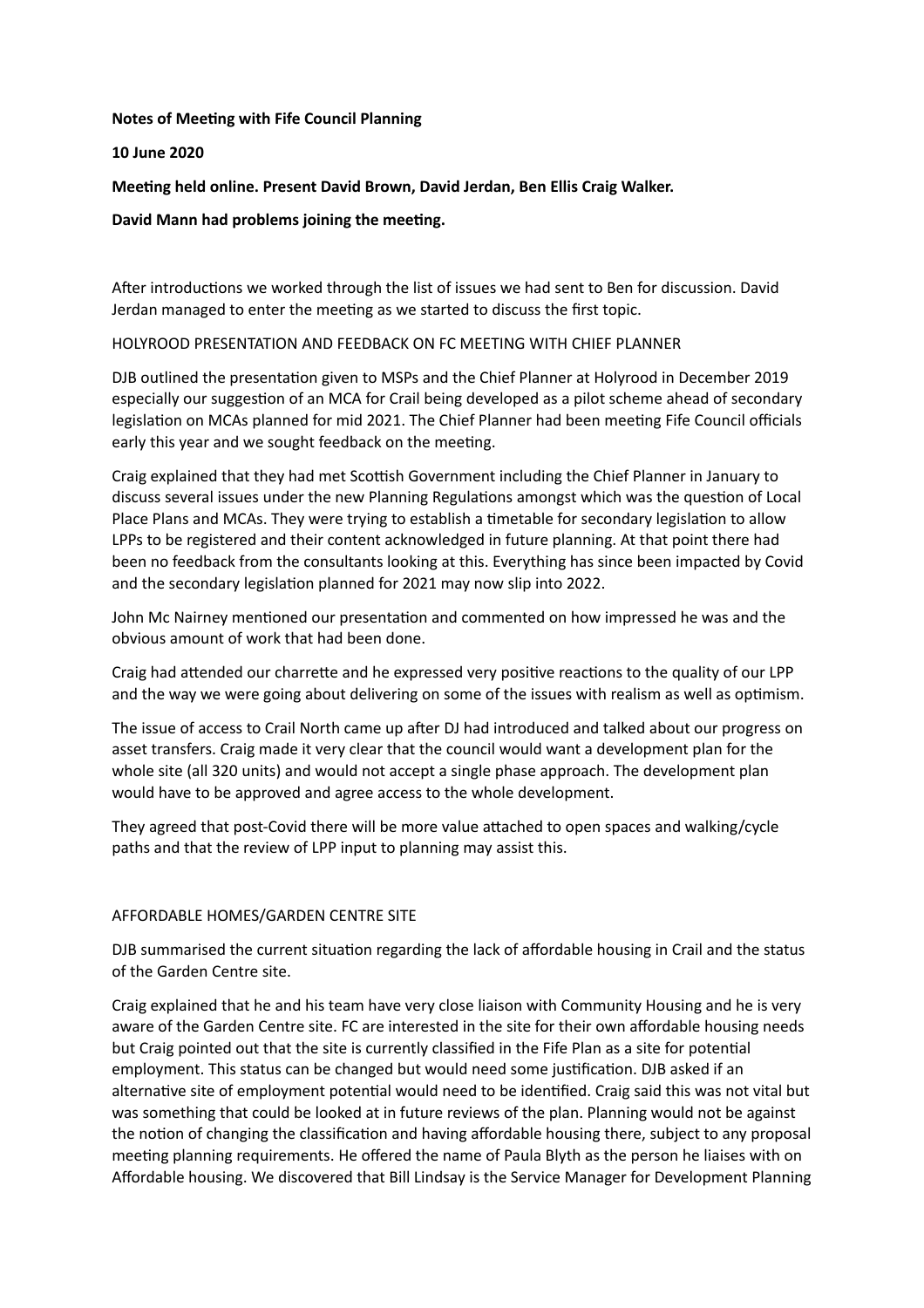**Notes of Meeting with Fife Council Planning**

**10 June 2020**

**Meeting held online. Present David Brown, David Jerdan, Ben Ellis Craig Walker.**

**David Mann had problems joining the meeting.**

After introductions we worked through the list of issues we had sent to Ben for discussion. David Jerdan managed to enter the meeting as we started to discuss the first topic.

HOLYROOD PRESENTATION AND FEEDBACK ON FC MEETING WITH CHIEF PLANNER

DJB outlined the presentation given to MSPs and the Chief Planner at Holyrood in December 2019 especially our suggestion of an MCA for Crail being developed as a pilot scheme ahead of secondary legislation on MCAs planned for mid 2021. The Chief Planner had been meeting Fife Council officials early this year and we sought feedback on the meeting.

Craig explained that they had met Scottish Government including the Chief Planner in January to discuss several issues under the new Planning Regulations amongst which was the question of Local Place Plans and MCAs. They were trying to establish a timetable for secondary legislation to allow LPPs to be registered and their content acknowledged in future planning. At that point there had been no feedback from the consultants looking at this. Everything has since been impacted by Covid and the secondary legislation planned for 2021 may now slip into 2022.

John Mc Nairney mentioned our presentation and commented on how impressed he was and the obvious amount of work that had been done.

Craig had attended our charrette and he expressed very positive reactions to the quality of our LPP and the way we were going about delivering on some of the issues with realism as well as optimism.

The issue of access to Crail North came up after DJ had introduced and talked about our progress on asset transfers. Craig made it very clear that the council would want a development plan for the whole site (all 320 units) and would not accept a single phase approach. The development plan would have to be approved and agree access to the whole development.

They agreed that post-Covid there will be more value attached to open spaces and walking/cycle paths and that the review of LPP input to planning may assist this.

AFFORDABLE HOMES/GARDEN CENTRE SITE

DJB summarised the current situation regarding the lack of affordable housing in Crail and the status of the Garden Centre site.

Craig explained that he and his team have very close liaison with Community Housing and he is very aware of the Garden Centre site. FC are interested in the site for their own affordable housing needs but Craig pointed out that the site is currently classified in the Fife Plan as a site for potential employment. This status can be changed but would need some justification. DJB asked if an alternative site of employment potential would need to be identified. Craig said this was not vital but was something that could be looked at in future reviews of the plan. Planning would not be against the notion of changing the classification and having affordable housing there, subject to any proposal meeting planning requirements. He offered the name of Paula Blyth as the person he liaises with on Affordable housing. We discovered that Bill Lindsay is the Service Manager for Development Planning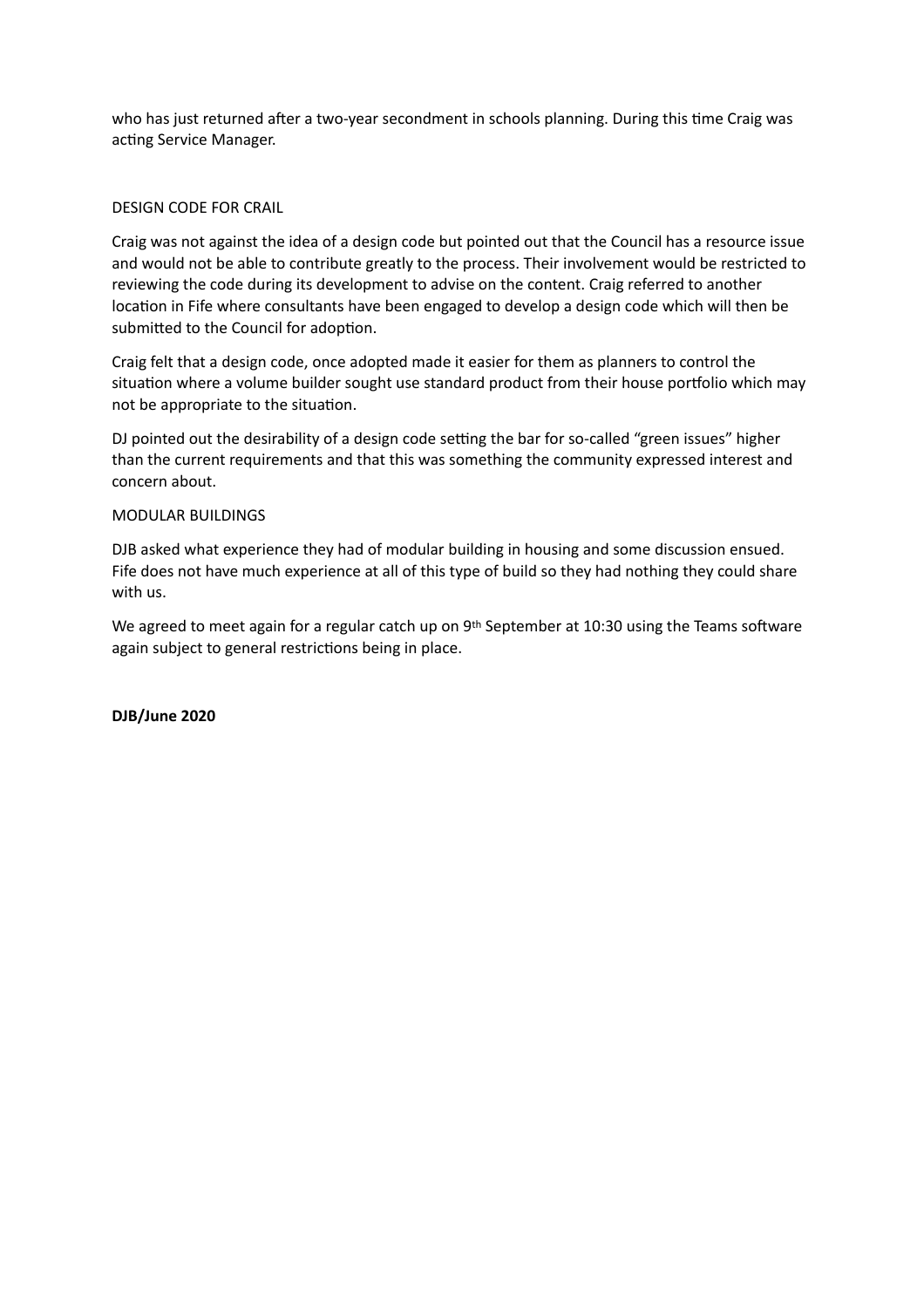who has just returned after a two-year secondment in schools planning. During this time Craig was acting Service Manager.

DESIGN CODE FOR CRAIL

Craig was not against the idea of a design code but pointed out that the Council has a resource issue and would not be able to contribute greatly to the process. Their involvement would be restricted to reviewing the code during its development to advise on the content. Craig referred to another location in Fife where consultants have been engaged to develop a design code which will then be submitted to the Council for adoption.

Craig felt that a design code, once adopted made it easier for them as planners to control the situation where a volume builder sought use standard product from their house portfolio which may not be appropriate to the situation.

DJ pointed out the desirability of a design code setting the bar for so-called "green issues" higher than the current requirements and that this was something the community expressed interest and concern about.

MODULAR BUILDINGS

DJB asked what experience they had of modular building in housing and some discussion ensued. Fife does not have much experience at all of this type of build so they had nothing they could share with us.

We agreed to meet again for a regular catch up on 9th September at 10:30 using the Teams software again subject to general restrictions being in place.

**DJB/June 2020**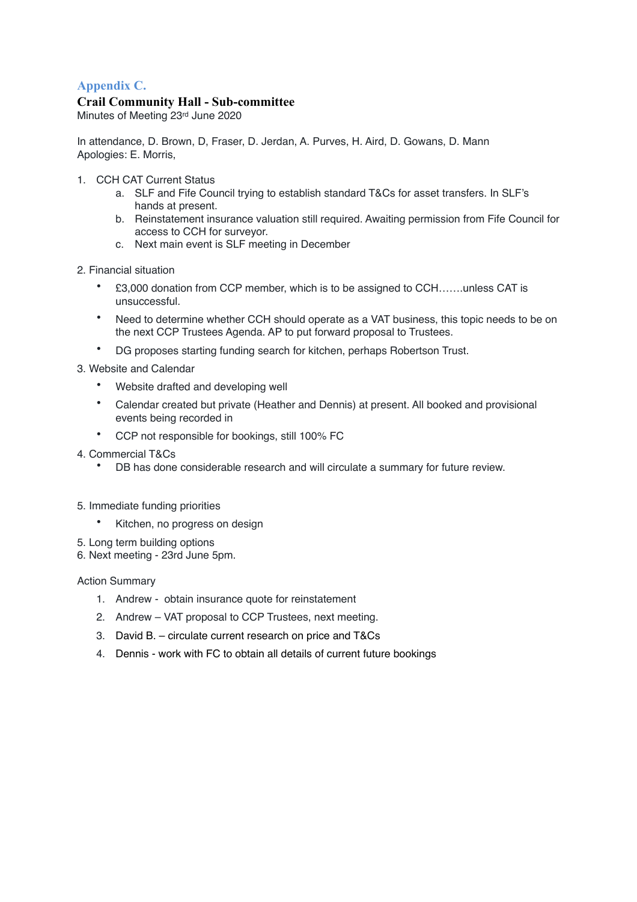## Appendix C.

### Crail Community Hall - Sub-committee

Minutes of Meeting 23rd June 2020

In attendance, D. Brown, D, Fraser, D. Jerdan, A. Purves, H. Aird, D. Gowans, D. Mann
Apologies: E. Morris,

1. CCH CAT Current Status
    a. SLF and Fife Council trying to establish standard T&Cs for asset transfers. In SLF's hands at present.
    b. Reinstatement insurance valuation still required. Awaiting permission from Fife Council for access to CCH for surveyor.
    c. Next main event is SLF meeting in December

2. Financial situation
    - £3,000 donation from CCP member, which is to be assigned to CCH…….unless CAT is unsuccessful.
    - Need to determine whether CCH should operate as a VAT business, this topic needs to be on the next CCP Trustees Agenda. AP to put forward proposal to Trustees.
    - DG proposes starting funding search for kitchen, perhaps Robertson Trust.

3. Website and Calendar
    - Website drafted and developing well
    - Calendar created but private (Heather and Dennis) at present. All booked and provisional events being recorded in
    - CCP not responsible for bookings, still 100% FC

4. Commercial T&Cs
    - DB has done considerable research and will circulate a summary for future review.

5. Immediate funding priorities
    - Kitchen, no progress on design

5. Long term building options

6. Next meeting - 23rd June 5pm.

Action Summary

1. Andrew - obtain insurance quote for reinstatement
2. Andrew – VAT proposal to CCP Trustees, next meeting.
3. David B. – circulate current research on price and T&Cs
4. Dennis - work with FC to obtain all details of current future bookings